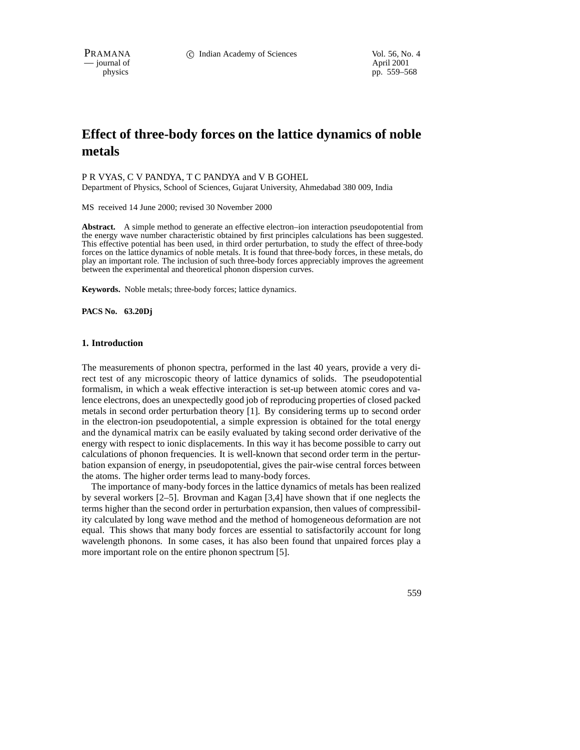# Effect of three-body forces on the lattice dynamics of noble metals

P R VYAS, C V PANDYA, T C PANDYA and V B GOHEL

Department of Physics, School of Sciences, Gujarat University, Ahmedabad 380 009, India

MS received 14 June 2000; revised 30 November 2000

**Abstract.** A simple method to generate an effective electron–ion interaction pseudopotential from the energy wave number characteristic obtained by first principles calculations has been suggested. This effective potential has been used, in third order perturbation, to study the effect of three-body forces on the lattice dynamics of noble metals. It is found that three-body forces, in these metals, do play an important role. The inclusion of such three-body forces appreciably improves the agreement between the experimental and theoretical phonon dispersion curves.

**Keywords.** Noble metals; three-body forces; lattice dynamics.

**PACS No. 63.20Dj**

## 1. Introduction

The measurements of phonon spectra, performed in the last 40 years, provide a very direct test of any microscopic theory of lattice dynamics of solids. The pseudopotential formalism, in which a weak effective interaction is set-up between atomic cores and valence electrons, does an unexpectedly good job of reproducing properties of closed packed metals in second order perturbation theory [1]. By considering terms up to second order in the electron-ion pseudopotential, a simple expression is obtained for the total energy and the dynamical matrix can be easily evaluated by taking second order derivative of the energy with respect to ionic displacements. In this way it has become possible to carry out calculations of phonon frequencies. It is well-known that second order term in the perturbation expansion of energy, in pseudopotential, gives the pair-wise central forces between the atoms. The higher order terms lead to many-body forces.

The importance of many-body forces in the lattice dynamics of metals has been realized by several workers [2–5]. Brovman and Kagan [3,4] have shown that if one neglects the terms higher than the second order in perturbation expansion, then values of compressibility calculated by long wave method and the method of homogeneous deformation are not equal. This shows that many body forces are essential to satisfactorily account for long wavelength phonons. In some cases, it has also been found that unpaired forces play a more important role on the entire phonon spectrum [5].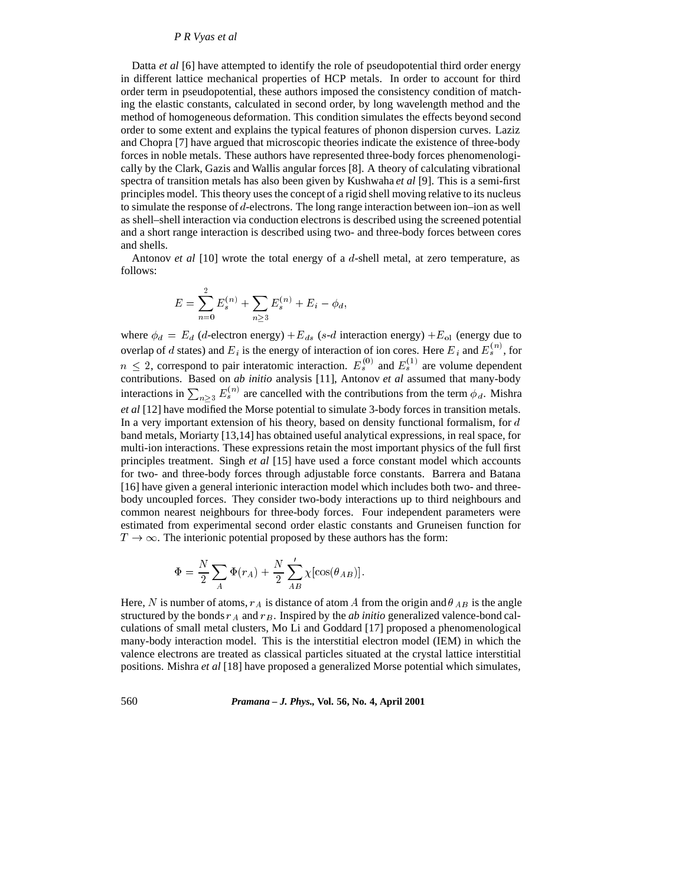Datta *et al* [6] have attempted to identify the role of pseudopotential third order energy in different lattice mechanical properties of HCP metals. In order to account for third order term in pseudopotential, these authors imposed the consistency condition of matching the elastic constants, calculated in second order, by long wavelength method and the method of homogeneous deformation. This condition simulates the effects beyond second order to some extent and explains the typical features of phonon dispersion curves. Laziz and Chopra [7] have argued that microscopic theories indicate the existence of three-body forces in noble metals. These authors have represented three-body forces phenomenologically by the Clark, Gazis and Wallis angular forces [8]. A theory of calculating vibrational spectra of transition metals has also been given by Kushwaha *et al* [9]. This is a semi-first principles model. This theory uses the concept of a rigid shell moving relative to its nucleus to simulate the response of $d$-electrons. The long range interaction between ion–ion as well as shell–shell interaction via conduction electrons is described using the screened potential and a short range interaction is described using two- and three-body forces between cores and shells.

Antonov *et al* [10] wrote the total energy of a $d$-shell metal, at zero temperature, as follows:

$$E = \sum_{n=0}^{2} E_s^{(n)} + \sum_{n \geq 3} E_s^{(n)} + E_i - \phi_d,$$

where $\phi_d = E_d$ ($d$-electron energy) $+E_{ds}$ ($s$-$d$ interaction energy) $+E_{\text{ol}}$ (energy due to overlap of $d$ states) and $E_i$ is the energy of interaction of ion cores. Here $E_i$ and $E_s^{(n)}$, for $n \leq 2$, correspond to pair interatomic interaction. $E_s^{(0)}$ and $E_s^{(1)}$ are volume dependent contributions. Based on *ab initio* analysis [11], Antonov *et al* assumed that many-body interactions in $\sum_{n\geq 3} E_s^{(n)}$ are cancelled with the contributions from the term $\phi_d$. Mishra *et al* [12] have modified the Morse potential to simulate 3-body forces in transition metals. In a very important extension of his theory, based on density functional formalism, for $d$ band metals, Moriarty [13,14] has obtained useful analytical expressions, in real space, for multi-ion interactions. These expressions retain the most important physics of the full first principles treatment. Singh *et al* [15] have used a force constant model which accounts for two- and three-body forces through adjustable force constants. Barrera and Batana [16] have given a general interionic interaction model which includes both two- and three-body uncoupled forces. They consider two-body interactions up to third neighbours and common nearest neighbours for three-body forces. Four independent parameters were estimated from experimental second order elastic constants and Gruneisen function for $T \to \infty$. The interionic potential proposed by these authors has the form:

$$\Phi = \frac{N}{2} \sum_{A} \Phi(r_A) + \frac{N}{2} \sum_{AB}{}' \chi[\cos(\theta_{AB})].$$

Here, $N$ is number of atoms, $r_A$ is distance of atom $A$ from the origin and $\theta_{AB}$ is the angle structured by the bonds $r_A$ and $r_B$. Inspired by the *ab initio* generalized valence-bond calculations of small metal clusters, Mo Li and Goddard [17] proposed a phenomenological many-body interaction model. This is the interstitial electron model (IEM) in which the valence electrons are treated as classical particles situated at the crystal lattice interstitial positions. Mishra *et al* [18] have proposed a generalized Morse potential which simulates,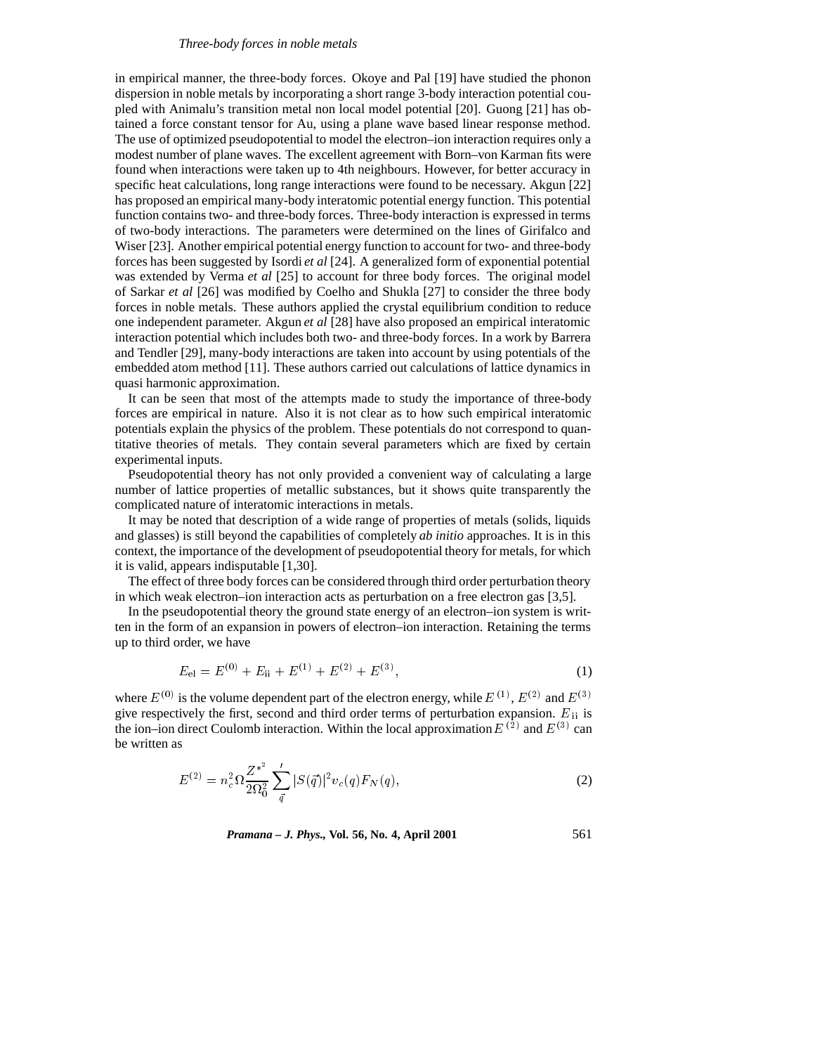in empirical manner, the three-body forces. Okoye and Pal [19] have studied the phonon dispersion in noble metals by incorporating a short range 3-body interaction potential coupled with Animalu's transition metal non local model potential [20]. Guong [21] has obtained a force constant tensor for Au, using a plane wave based linear response method. The use of optimized pseudopotential to model the electron–ion interaction requires only a modest number of plane waves. The excellent agreement with Born–von Karman fits were found when interactions were taken up to 4th neighbours. However, for better accuracy in specific heat calculations, long range interactions were found to be necessary. Akgun [22] has proposed an empirical many-body interatomic potential energy function. This potential function contains two- and three-body forces. Three-body interaction is expressed in terms of two-body interactions. The parameters were determined on the lines of Girifalco and Wiser [23]. Another empirical potential energy function to account for two- and three-body forces has been suggested by Isordi *et al* [24]. A generalized form of exponential potential was extended by Verma *et al* [25] to account for three body forces. The original model of Sarkar *et al* [26] was modified by Coelho and Shukla [27] to consider the three body forces in noble metals. These authors applied the crystal equilibrium condition to reduce one independent parameter. Akgun *et al* [28] have also proposed an empirical interatomic interaction potential which includes both two- and three-body forces. In a work by Barrera and Tendler [29], many-body interactions are taken into account by using potentials of the embedded atom method [11]. These authors carried out calculations of lattice dynamics in quasi harmonic approximation.

It can be seen that most of the attempts made to study the importance of three-body forces are empirical in nature. Also it is not clear as to how such empirical interatomic potentials explain the physics of the problem. These potentials do not correspond to quantitative theories of metals. They contain several parameters which are fixed by certain experimental inputs.

Pseudopotential theory has not only provided a convenient way of calculating a large number of lattice properties of metallic substances, but it shows quite transparently the complicated nature of interatomic interactions in metals.

It may be noted that description of a wide range of properties of metals (solids, liquids and glasses) is still beyond the capabilities of completely *ab initio* approaches. It is in this context, the importance of the development of pseudopotential theory for metals, for which it is valid, appears indisputable [1,30].

The effect of three body forces can be considered through third order perturbation theory in which weak electron–ion interaction acts as perturbation on a free electron gas [3,5].

In the pseudopotential theory the ground state energy of an electron–ion system is written in the form of an expansion in powers of electron–ion interaction. Retaining the terms up to third order, we have

$$E_{\mathrm{el}} = E^{(0)} + E_{\mathrm{ii}} + E^{(1)} + E^{(2)} + E^{(3)}, \tag{1}$$

where $E^{(0)}$ is the volume dependent part of the electron energy, while $E^{(1)}$, $E^{(2)}$ and $E^{(3)}$ give respectively the first, second and third order terms of perturbation expansion. $E_{\mathrm{ii}}$ is the ion–ion direct Coulomb interaction. Within the local approximation $E^{(2)}$ and $E^{(3)}$ can be written as

$$E^{(2)} = n_c^2 \Omega \frac{Z^{*^2}}{2\Omega_0^2} \sum_{\vec{q}}{}' |S(\vec{q})|^2 v_c(q) F_N(q), \tag{2}$$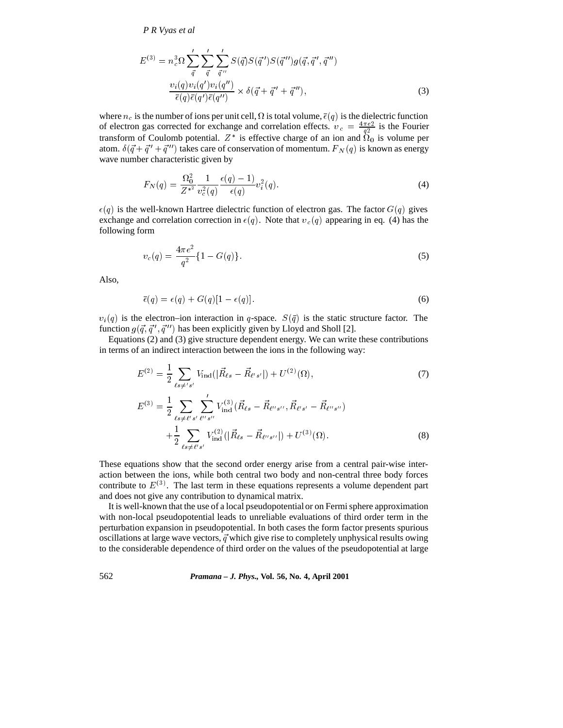$$E^{(3)} = n_c^3 \Omega \sum_{\vec{q}}{}' \sum_{\vec{q}}{}' \sum_{\vec{q}''}{}' S(\vec{q}) S(\vec{q}') S(\vec{q}'') g(\vec{q}, \vec{q}', \vec{q}'')$$
$$\frac{v_i(q) v_i(q') v_i(q'')}{\bar{\epsilon}(q)\bar{\epsilon}(q')\bar{\epsilon}(q'')} \times \delta(\vec{q} + \vec{q}' + \vec{q}''), \tag{3}$$

where $n_c$ is the number of ions per unit cell, $\Omega$ is total volume, $\bar{\epsilon}(q)$ is the dielectric function of electron gas corrected for exchange and correlation effects. $v_c = \frac{4\pi e2}{q2}$ is the Fourier transform of Coulomb potential. $Z^*$ is effective charge of an ion and $\Omega_0$ is volume per atom. $\delta(\vec{q} + \vec{q}' + \vec{q}'')$ takes care of conservation of momentum. $F_N(q)$ is known as energy wave number characteristic given by

$$F_N(q) = \frac{\Omega_0^2}{Z^{*2}} \frac{1}{v_c^2(q)} \frac{\epsilon(q) - 1)}{\epsilon(q)} v_i^2(q). \tag{4}$$

$\epsilon(q)$ is the well-known Hartree dielectric function of electron gas. The factor $G(q)$ gives exchange and correlation correction in $\epsilon(q)$. Note that $v_c(q)$ appearing in eq. (4) has the following form

$$v_c(q) = \frac{4\pi e^2}{q^2}\{1 - G(q)\}. \tag{5}$$

Also,

$$\bar{\epsilon}(q) = \epsilon(q) + G(q)[1 - \epsilon(q)]. \tag{6}$$

$v_i(q)$ is the electron–ion interaction in $q$-space. $S(\bar{q})$ is the static structure factor. The function $g(\vec{q}, \vec{q}', \vec{q}'')$ has been explicitly given by Lloyd and Sholl [2].

Equations (2) and (3) give structure dependent energy. We can write these contributions in terms of an indirect interaction between the ions in the following way:

$$E^{(2)} = \frac{1}{2} \sum_{\ell s \neq' s'} V_{\text{ind}}(|\vec{R}_{\ell s} - \vec{R}_{\ell' s'}|) + U^{(2)}(\Omega), \tag{7}$$

$$E^{(3)} = \frac{1}{2} \sum_{\ell s \neq \ell' s'} \sum_{\ell'' s''}{}' V_{\text{ind}}^{(3)}(\vec{R}_{\ell s} - \vec{R}_{\ell'' s''}, \vec{R}_{\ell' s'} - \vec{R}_{\ell'' s''})$$
$$+ \frac{1}{2} \sum_{\ell s \neq \ell' s'} V_{\text{ind}}^{(2)}(|\vec{R}_{\ell s} - \vec{R}_{\ell'' s''}|) + U^{(3)}(\Omega). \tag{8}$$

These equations show that the second order energy arise from a central pair-wise interaction between the ions, while both central two body and non-central three body forces contribute to $E^{(3)}$. The last term in these equations represents a volume dependent part and does not give any contribution to dynamical matrix.

It is well-known that the use of a local pseudopotential or on Fermi sphere approximation with non-local pseudopotential leads to unreliable evaluations of third order term in the perturbation expansion in pseudopotential. In both cases the form factor presents spurious oscillations at large wave vectors, $\vec{q}$ which give rise to completely unphysical results owing to the considerable dependence of third order on the values of the pseudopotential at large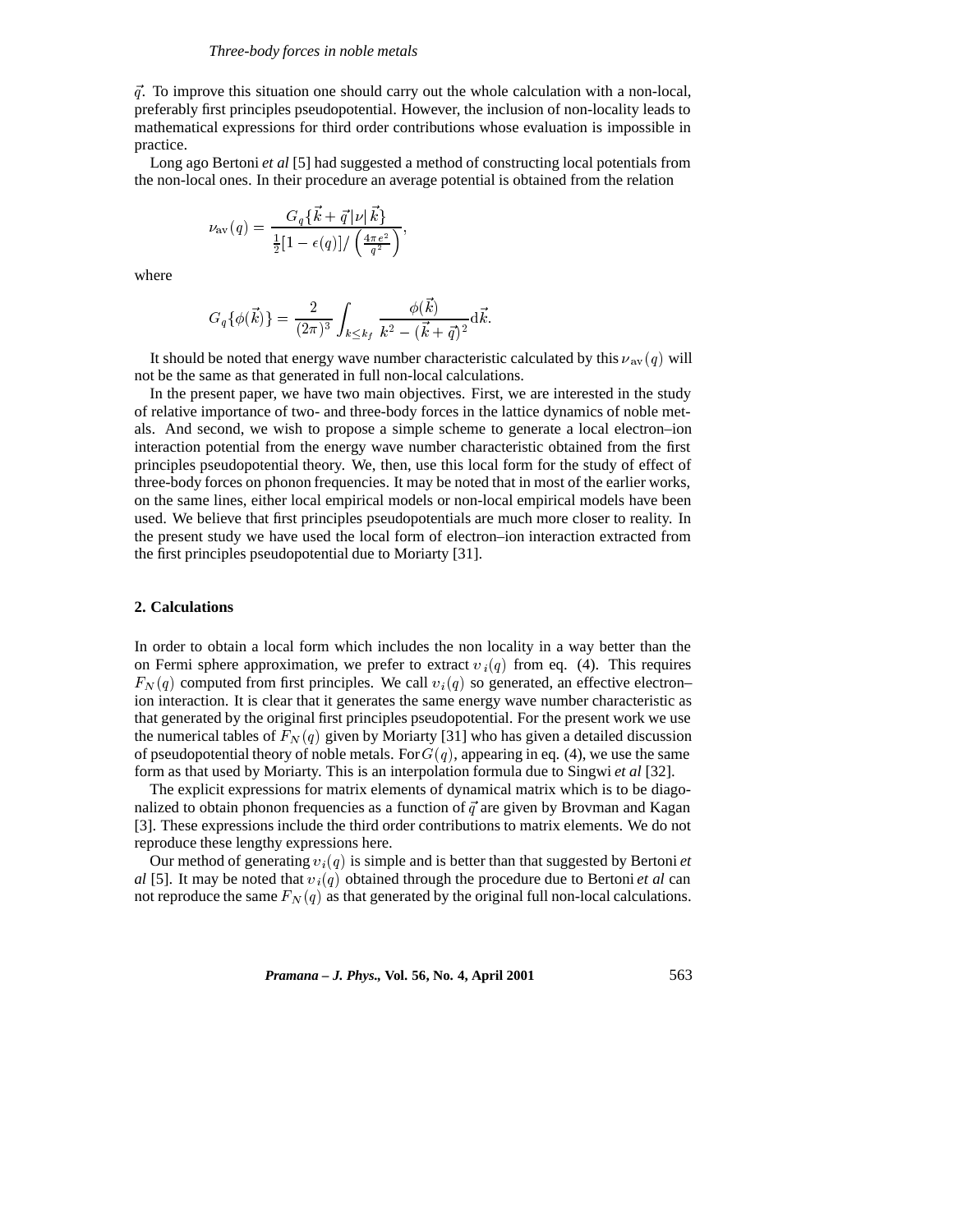$\vec{q}$. To improve this situation one should carry out the whole calculation with a non-local, preferably first principles pseudopotential. However, the inclusion of non-locality leads to mathematical expressions for third order contributions whose evaluation is impossible in practice.

Long ago Bertoni *et al* [5] had suggested a method of constructing local potentials from the non-local ones. In their procedure an average potential is obtained from the relation

$$\nu_{\mathrm{av}}(q) = \frac{G_q\{\vec{k}+\vec{q}|\nu|\vec{k}\}}{\frac{1}{2}[1-\epsilon(q)]/\left(\frac{4\pi e^2}{q^2}\right)},$$

where

$$G_q\{\phi(\vec{k})\} = \frac{2}{(2\pi)^3}\int_{k\leq k_f} \frac{\phi(\vec{k})}{k^2-(\vec{k}+\vec{q})^2}\mathrm{d}\vec{k}.$$

It should be noted that energy wave number characteristic calculated by this $\nu_{\mathrm{av}}(q)$ will not be the same as that generated in full non-local calculations.

In the present paper, we have two main objectives. First, we are interested in the study of relative importance of two- and three-body forces in the lattice dynamics of noble metals. And second, we wish to propose a simple scheme to generate a local electron–ion interaction potential from the energy wave number characteristic obtained from the first principles pseudopotential theory. We, then, use this local form for the study of effect of three-body forces on phonon frequencies. It may be noted that in most of the earlier works, on the same lines, either local empirical models or non-local empirical models have been used. We believe that first principles pseudopotentials are much more closer to reality. In the present study we have used the local form of electron–ion interaction extracted from the first principles pseudopotential due to Moriarty [31].

## 2. Calculations

In order to obtain a local form which includes the non locality in a way better than the on Fermi sphere approximation, we prefer to extract $v_i(q)$ from eq. (4). This requires $F_N(q)$ computed from first principles. We call $v_i(q)$ so generated, an effective electron–ion interaction. It is clear that it generates the same energy wave number characteristic as that generated by the original first principles pseudopotential. For the present work we use the numerical tables of $F_N(q)$ given by Moriarty [31] who has given a detailed discussion of pseudopotential theory of noble metals. For $G(q)$, appearing in eq. (4), we use the same form as that used by Moriarty. This is an interpolation formula due to Singwi *et al* [32].

The explicit expressions for matrix elements of dynamical matrix which is to be diagonalized to obtain phonon frequencies as a function of $\vec{q}$ are given by Brovman and Kagan [3]. These expressions include the third order contributions to matrix elements. We do not reproduce these lengthy expressions here.

Our method of generating $v_i(q)$ is simple and is better than that suggested by Bertoni *et al* [5]. It may be noted that $v_i(q)$ obtained through the procedure due to Bertoni *et al* can not reproduce the same $F_N(q)$ as that generated by the original full non-local calculations.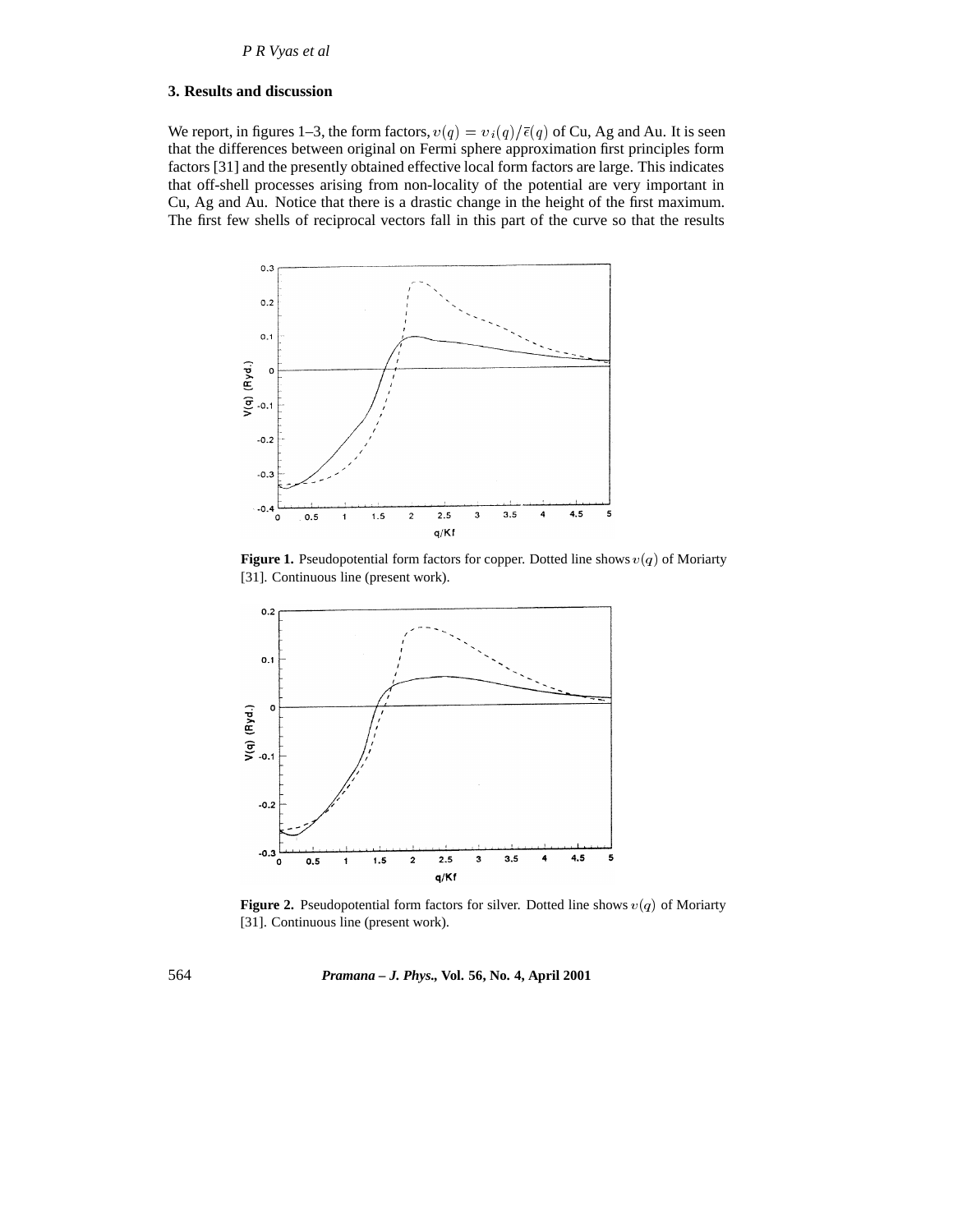## 3. Results and discussion

We report, in figures 1–3, the form factors, $v(q) = v_i(q)/\bar{\epsilon}(q)$ of Cu, Ag and Au. It is seen that the differences between original on Fermi sphere approximation first principles form factors [31] and the presently obtained effective local form factors are large. This indicates that off-shell processes arising from non-locality of the potential are very important in Cu, Ag and Au. Notice that there is a drastic change in the height of the first maximum. The first few shells of reciprocal vectors fall in this part of the curve so that the results

**Figure 1.** Pseudopotential form factors for copper. Dotted line shows $v(q)$ of Moriarty [31]. Continuous line (present work).

**Figure 2.** Pseudopotential form factors for silver. Dotted line shows $v(q)$ of Moriarty [31]. Continuous line (present work).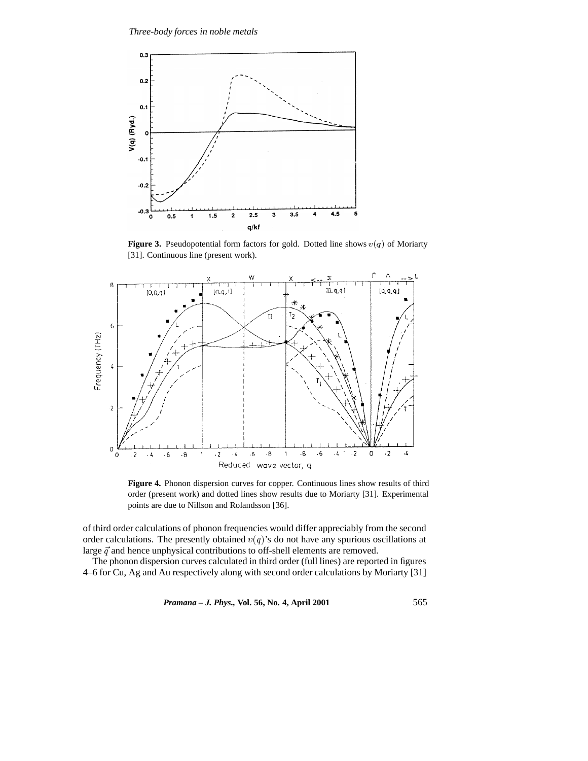**Figure 3.** Pseudopotential form factors for gold. Dotted line shows $v(q)$ of Moriarty [31]. Continuous line (present work).

**Figure 4.** Phonon dispersion curves for copper. Continuous lines show results of third order (present work) and dotted lines show results due to Moriarty [31]. Experimental points are due to Nillson and Rolandsson [36].

of third order calculations of phonon frequencies would differ appreciably from the second order calculations. The presently obtained $v(q)$'s do not have any spurious oscillations at large $\vec{q}$ and hence unphysical contributions to off-shell elements are removed.

The phonon dispersion curves calculated in third order (full lines) are reported in figures 4–6 for Cu, Ag and Au respectively along with second order calculations by Moriarty [31]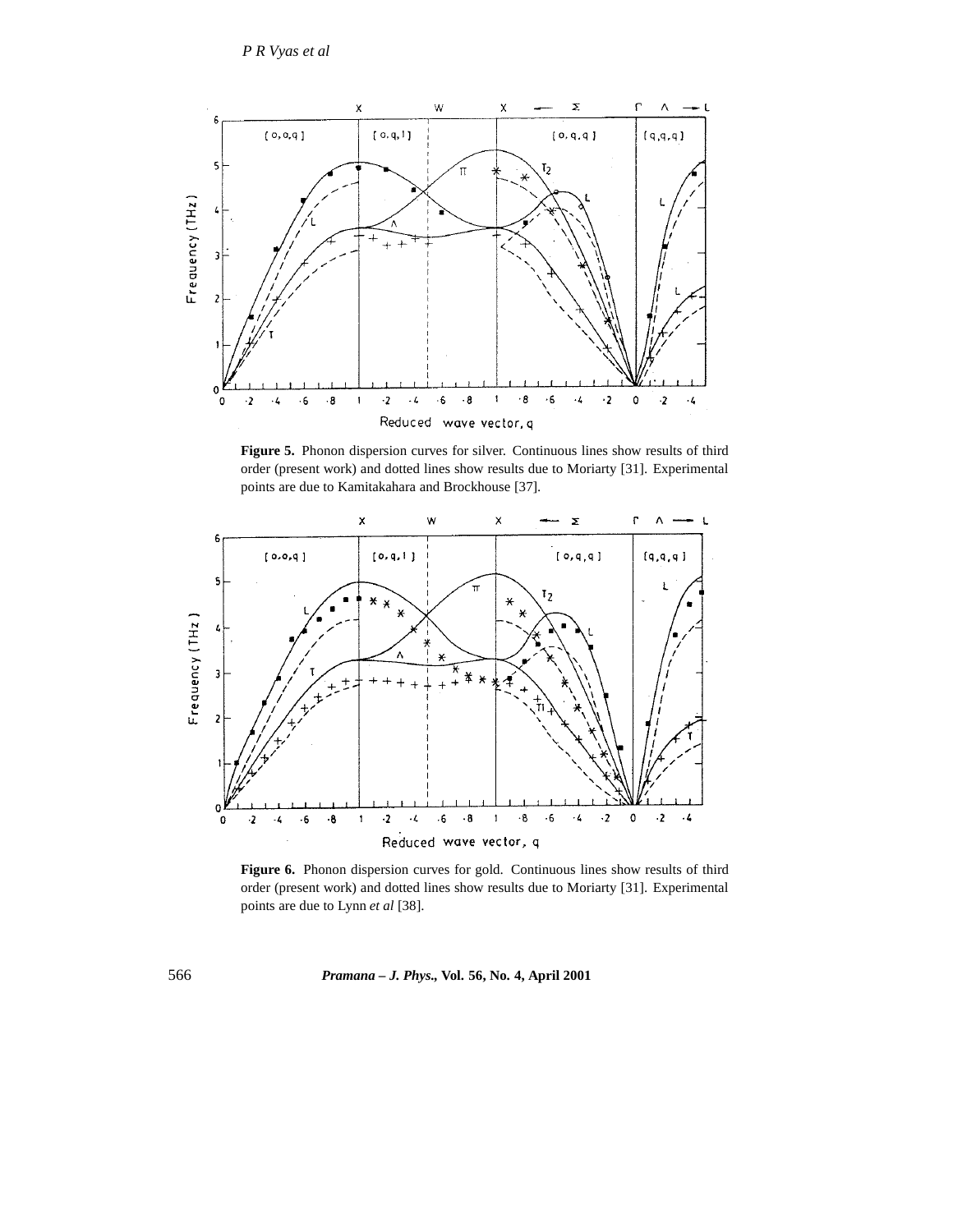**Figure 5.** Phonon dispersion curves for silver. Continuous lines show results of third order (present work) and dotted lines show results due to Moriarty [31]. Experimental points are due to Kamitakahara and Brockhouse [37].

**Figure 6.** Phonon dispersion curves for gold. Continuous lines show results of third order (present work) and dotted lines show results due to Moriarty [31]. Experimental points are due to Lynn *et al* [38].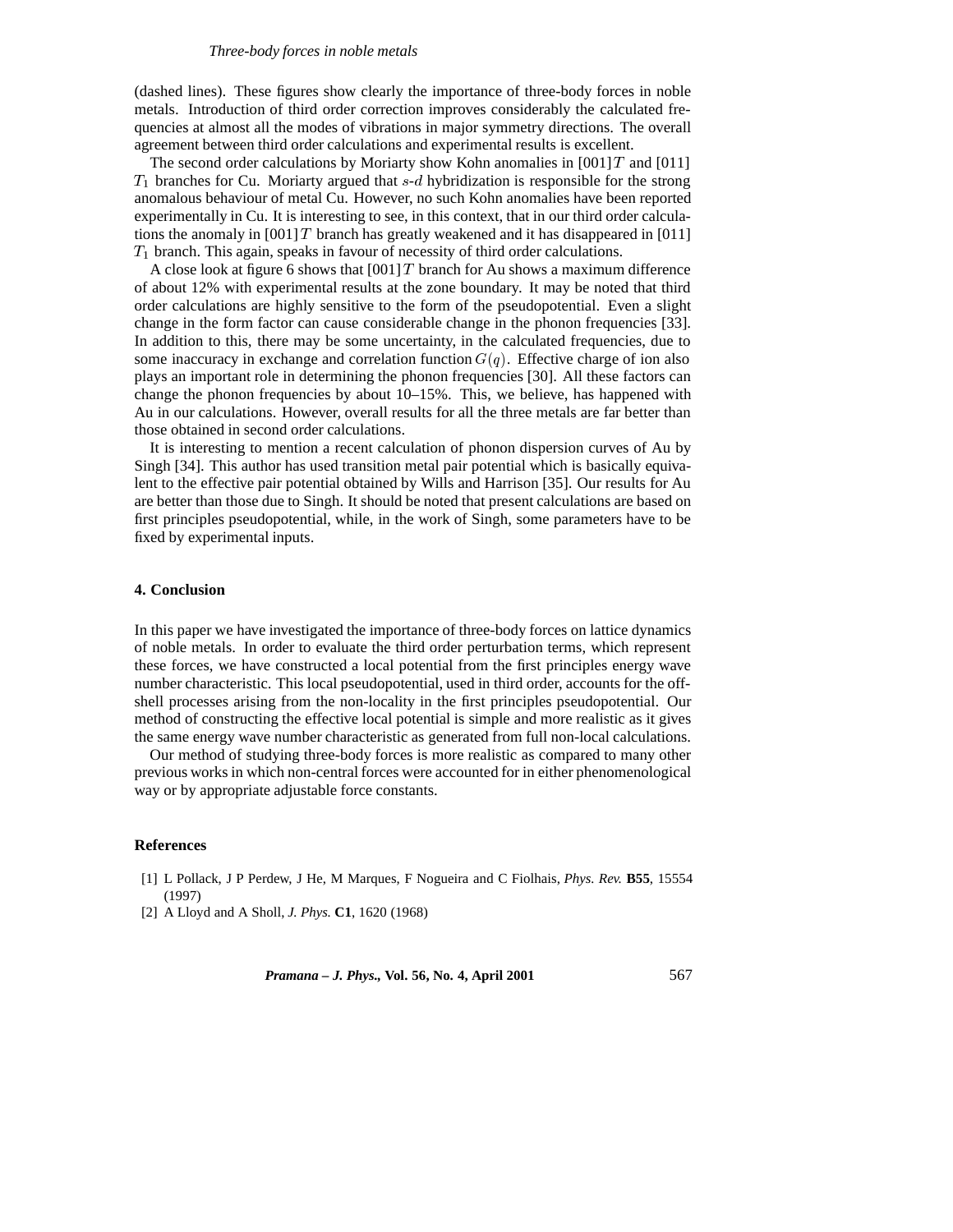(dashed lines). These figures show clearly the importance of three-body forces in noble metals. Introduction of third order correction improves considerably the calculated frequencies at almost all the modes of vibrations in major symmetry directions. The overall agreement between third order calculations and experimental results is excellent.

The second order calculations by Moriarty show Kohn anomalies in [001]$T$ and [011] $T_1$ branches for Cu. Moriarty argued that $s$-$d$ hybridization is responsible for the strong anomalous behaviour of metal Cu. However, no such Kohn anomalies have been reported experimentally in Cu. It is interesting to see, in this context, that in our third order calculations the anomaly in [001]$T$ branch has greatly weakened and it has disappeared in [011] $T_1$ branch. This again, speaks in favour of necessity of third order calculations.

A close look at figure 6 shows that [001]$T$ branch for Au shows a maximum difference of about 12% with experimental results at the zone boundary. It may be noted that third order calculations are highly sensitive to the form of the pseudopotential. Even a slight change in the form factor can cause considerable change in the phonon frequencies [33]. In addition to this, there may be some uncertainty, in the calculated frequencies, due to some inaccuracy in exchange and correlation function $G(q)$. Effective charge of ion also plays an important role in determining the phonon frequencies [30]. All these factors can change the phonon frequencies by about 10–15%. This, we believe, has happened with Au in our calculations. However, overall results for all the three metals are far better than those obtained in second order calculations.

It is interesting to mention a recent calculation of phonon dispersion curves of Au by Singh [34]. This author has used transition metal pair potential which is basically equivalent to the effective pair potential obtained by Wills and Harrison [35]. Our results for Au are better than those due to Singh. It should be noted that present calculations are based on first principles pseudopotential, while, in the work of Singh, some parameters have to be fixed by experimental inputs.

## 4. Conclusion

In this paper we have investigated the importance of three-body forces on lattice dynamics of noble metals. In order to evaluate the third order perturbation terms, which represent these forces, we have constructed a local potential from the first principles energy wave number characteristic. This local pseudopotential, used in third order, accounts for the off-shell processes arising from the non-locality in the first principles pseudopotential. Our method of constructing the effective local potential is simple and more realistic as it gives the same energy wave number characteristic as generated from full non-local calculations.

Our method of studying three-body forces is more realistic as compared to many other previous works in which non-central forces were accounted for in either phenomenological way or by appropriate adjustable force constants.

## References

[1] L Pollack, J P Perdew, J He, M Marques, F Nogueira and C Fiolhais, *Phys. Rev.* **B55**, 15554 (1997)

[2] A Lloyd and A Sholl, *J. Phys.* **C1**, 1620 (1968)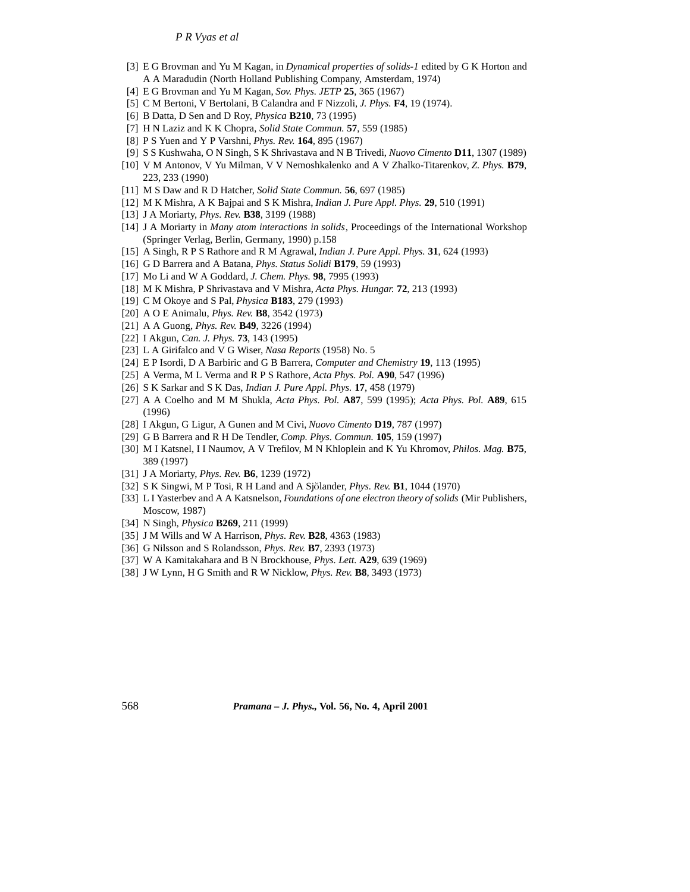[3] E G Brovman and Yu M Kagan, in *Dynamical properties of solids-1* edited by G K Horton and A A Maradudin (North Holland Publishing Company, Amsterdam, 1974)

[4] E G Brovman and Yu M Kagan, *Sov. Phys. JETP* **25**, 365 (1967)

[5] C M Bertoni, V Bertolani, B Calandra and F Nizzoli, *J. Phys.* **F4**, 19 (1974).

[6] B Datta, D Sen and D Roy, *Physica* **B210**, 73 (1995)

[7] H N Laziz and K K Chopra, *Solid State Commun.* **57**, 559 (1985)

[8] P S Yuen and Y P Varshni, *Phys. Rev.* **164**, 895 (1967)

[9] S S Kushwaha, O N Singh, S K Shrivastava and N B Trivedi, *Nuovo Cimento* **D11**, 1307 (1989)

[10] V M Antonov, V Yu Milman, V V Nemoshkalenko and A V Zhalko-Titarenkov, *Z. Phys.* **B79**, 223, 233 (1990)

[11] M S Daw and R D Hatcher, *Solid State Commun.* **56**, 697 (1985)

[12] M K Mishra, A K Bajpai and S K Mishra, *Indian J. Pure Appl. Phys.* **29**, 510 (1991)

[13] J A Moriarty, *Phys. Rev.* **B38**, 3199 (1988)

[14] J A Moriarty in *Many atom interactions in solids*, Proceedings of the International Workshop (Springer Verlag, Berlin, Germany, 1990) p.158

[15] A Singh, R P S Rathore and R M Agrawal, *Indian J. Pure Appl. Phys.* **31**, 624 (1993)

[16] G D Barrera and A Batana, *Phys. Status Solidi* **B179**, 59 (1993)

[17] Mo Li and W A Goddard, *J. Chem. Phys.* **98**, 7995 (1993)

[18] M K Mishra, P Shrivastava and V Mishra, *Acta Phys. Hungar.* **72**, 213 (1993)

[19] C M Okoye and S Pal, *Physica* **B183**, 279 (1993)

[20] A O E Animalu, *Phys. Rev.* **B8**, 3542 (1973)

[21] A A Guong, *Phys. Rev.* **B49**, 3226 (1994)

[22] I Akgun, *Can. J. Phys.* **73**, 143 (1995)

[23] L A Girifalco and V G Wiser, *Nasa Reports* (1958) No. 5

[24] E P Isordi, D A Barbiric and G B Barrera, *Computer and Chemistry* **19**, 113 (1995)

[25] A Verma, M L Verma and R P S Rathore, *Acta Phys. Pol.* **A90**, 547 (1996)

[26] S K Sarkar and S K Das, *Indian J. Pure Appl. Phys.* **17**, 458 (1979)

[27] A A Coelho and M M Shukla, *Acta Phys. Pol.* **A87**, 599 (1995); *Acta Phys. Pol.* **A89**, 615 (1996)

[28] I Akgun, G Ligur, A Gunen and M Civi, *Nuovo Cimento* **D19**, 787 (1997)

[29] G B Barrera and R H De Tendler, *Comp. Phys. Commun.* **105**, 159 (1997)

[30] M I Katsnel, I I Naumov, A V Trefilov, M N Khloplein and K Yu Khromov, *Philos. Mag.* **B75**, 389 (1997)

[31] J A Moriarty, *Phys. Rev.* **B6**, 1239 (1972)

[32] S K Singwi, M P Tosi, R H Land and A Sjölander, *Phys. Rev.* **B1**, 1044 (1970)

[33] L I Yasterbev and A A Katsnelson, *Foundations of one electron theory of solids* (Mir Publishers, Moscow, 1987)

[34] N Singh, *Physica* **B269**, 211 (1999)

[35] J M Wills and W A Harrison, *Phys. Rev.* **B28**, 4363 (1983)

[36] G Nilsson and S Rolandsson, *Phys. Rev.* **B7**, 2393 (1973)

[37] W A Kamitakahara and B N Brockhouse, *Phys. Lett.* **A29**, 639 (1969)

[38] J W Lynn, H G Smith and R W Nicklow, *Phys. Rev.* **B8**, 3493 (1973)